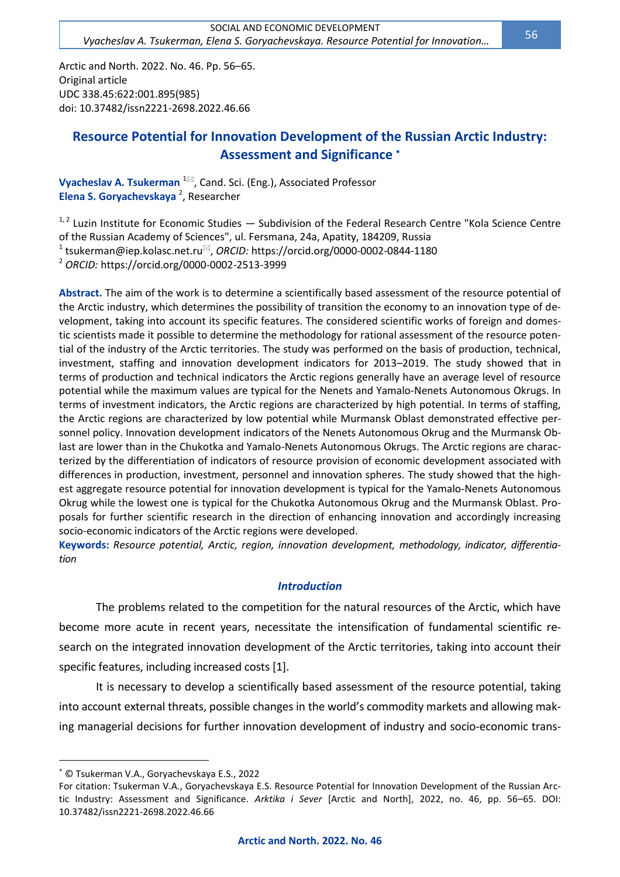Arctic and North. 2022. No. 46. Pp. 56–65.
Original article
UDC 338.45:622:001.895(985)
doi: 10.37482/issn2221-2698.2022.46.66

# Resource Potential for Innovation Development of the Russian Arctic Industry: Assessment and Significance *

**Vyacheslav A. Tsukerman** [1✉], Cand. Sci. (Eng.), Associated Professor
**Elena S. Goryachevskaya** [2], Researcher

[1, 2] Luzin Institute for Economic Studies — Subdivision of the Federal Research Centre "Kola Science Centre of the Russian Academy of Sciences", ul. Fersmana, 24a, Apatity, 184209, Russia
[1] tsukerman@iep.kolasc.net.ru✉, *ORCID:* https://orcid.org/0000-0002-0844-1180
[2] *ORCID:* https://orcid.org/0000-0002-2513-3999

**Abstract.** The aim of the work is to determine a scientifically based assessment of the resource potential of the Arctic industry, which determines the possibility of transition the economy to an innovation type of development, taking into account its specific features. The considered scientific works of foreign and domestic scientists made it possible to determine the methodology for rational assessment of the resource potential of the industry of the Arctic territories. The study was performed on the basis of production, technical, investment, staffing and innovation development indicators for 2013–2019. The study showed that in terms of production and technical indicators the Arctic regions generally have an average level of resource potential while the maximum values are typical for the Nenets and Yamalo-Nenets Autonomous Okrugs. In terms of investment indicators, the Arctic regions are characterized by high potential. In terms of staffing, the Arctic regions are characterized by low potential while Murmansk Oblast demonstrated effective personnel policy. Innovation development indicators of the Nenets Autonomous Okrug and the Murmansk Oblast are lower than in the Chukotka and Yamalo-Nenets Autonomous Okrugs. The Arctic regions are characterized by the differentiation of indicators of resource provision of economic development associated with differences in production, investment, personnel and innovation spheres. The study showed that the highest aggregate resource potential for innovation development is typical for the Yamalo-Nenets Autonomous Okrug while the lowest one is typical for the Chukotka Autonomous Okrug and the Murmansk Oblast. Proposals for further scientific research in the direction of enhancing innovation and accordingly increasing socio-economic indicators of the Arctic regions were developed.

**Keywords:** *Resource potential, Arctic, region, innovation development, methodology, indicator, differentiation*

## *Introduction*

The problems related to the competition for the natural resources of the Arctic, which have become more acute in recent years, necessitate the intensification of fundamental scientific research on the integrated innovation development of the Arctic territories, taking into account their specific features, including increased costs [1].

It is necessary to develop a scientifically based assessment of the resource potential, taking into account external threats, possible changes in the world's commodity markets and allowing making managerial decisions for further innovation development of industry and socio-economic trans-

---

* © Tsukerman V.A., Goryachevskaya E.S., 2022

For citation: Tsukerman V.A., Goryachevskaya E.S. Resource Potential for Innovation Development of the Russian Arctic Industry: Assessment and Significance. *Arktika i Sever* [Arctic and North], 2022, no. 46, pp. 56–65. DOI: 10.37482/issn2221-2698.2022.46.66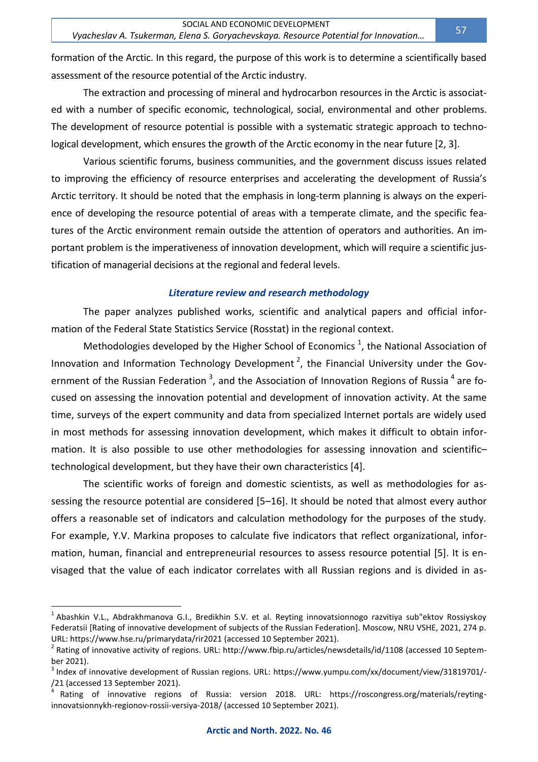formation of the Arctic. In this regard, the purpose of this work is to determine a scientifically based assessment of the resource potential of the Arctic industry.

The extraction and processing of mineral and hydrocarbon resources in the Arctic is associated with a number of specific economic, technological, social, environmental and other problems. The development of resource potential is possible with a systematic strategic approach to technological development, which ensures the growth of the Arctic economy in the near future [2, 3].

Various scientific forums, business communities, and the government discuss issues related to improving the efficiency of resource enterprises and accelerating the development of Russia's Arctic territory. It should be noted that the emphasis in long-term planning is always on the experience of developing the resource potential of areas with a temperate climate, and the specific features of the Arctic environment remain outside the attention of operators and authorities. An important problem is the imperativeness of innovation development, which will require a scientific justification of managerial decisions at the regional and federal levels.

## *Literature review and research methodology*

The paper analyzes published works, scientific and analytical papers and official information of the Federal State Statistics Service (Rosstat) in the regional context.

Methodologies developed by the Higher School of Economics [1], the National Association of Innovation and Information Technology Development [2], the Financial University under the Government of the Russian Federation [3], and the Association of Innovation Regions of Russia [4] are focused on assessing the innovation potential and development of innovation activity. At the same time, surveys of the expert community and data from specialized Internet portals are widely used in most methods for assessing innovation development, which makes it difficult to obtain information. It is also possible to use other methodologies for assessing innovation and scientific–technological development, but they have their own characteristics [4].

The scientific works of foreign and domestic scientists, as well as methodologies for assessing the resource potential are considered [5–16]. It should be noted that almost every author offers a reasonable set of indicators and calculation methodology for the purposes of the study. For example, Y.V. Markina proposes to calculate five indicators that reflect organizational, information, human, financial and entrepreneurial resources to assess resource potential [5]. It is envisaged that the value of each indicator correlates with all Russian regions and is divided in as-

---

[1] Abashkin V.L., Abdrakhmanova G.I., Bredikhin S.V. et al. Reyting innovatsionnogo razvitiya sub"ektov Rossiyskoy Federatsii [Rating of innovative development of subjects of the Russian Federation]. Moscow, NRU VSHE, 2021, 274 p. URL: https://www.hse.ru/primarydata/rir2021 (accessed 10 September 2021).

[2] Rating of innovative activity of regions. URL: http://www.fbip.ru/articles/newsdetails/id/1108 (accessed 10 September 2021).

[3] Index of innovative development of Russian regions. URL: https://www.yumpu.com/xx/document/view/31819701/-/21 (accessed 13 September 2021).

[4] Rating of innovative regions of Russia: version 2018. URL: https://roscongress.org/materials/reyting-innovatsionnykh-regionov-rossii-versiya-2018/ (accessed 10 September 2021).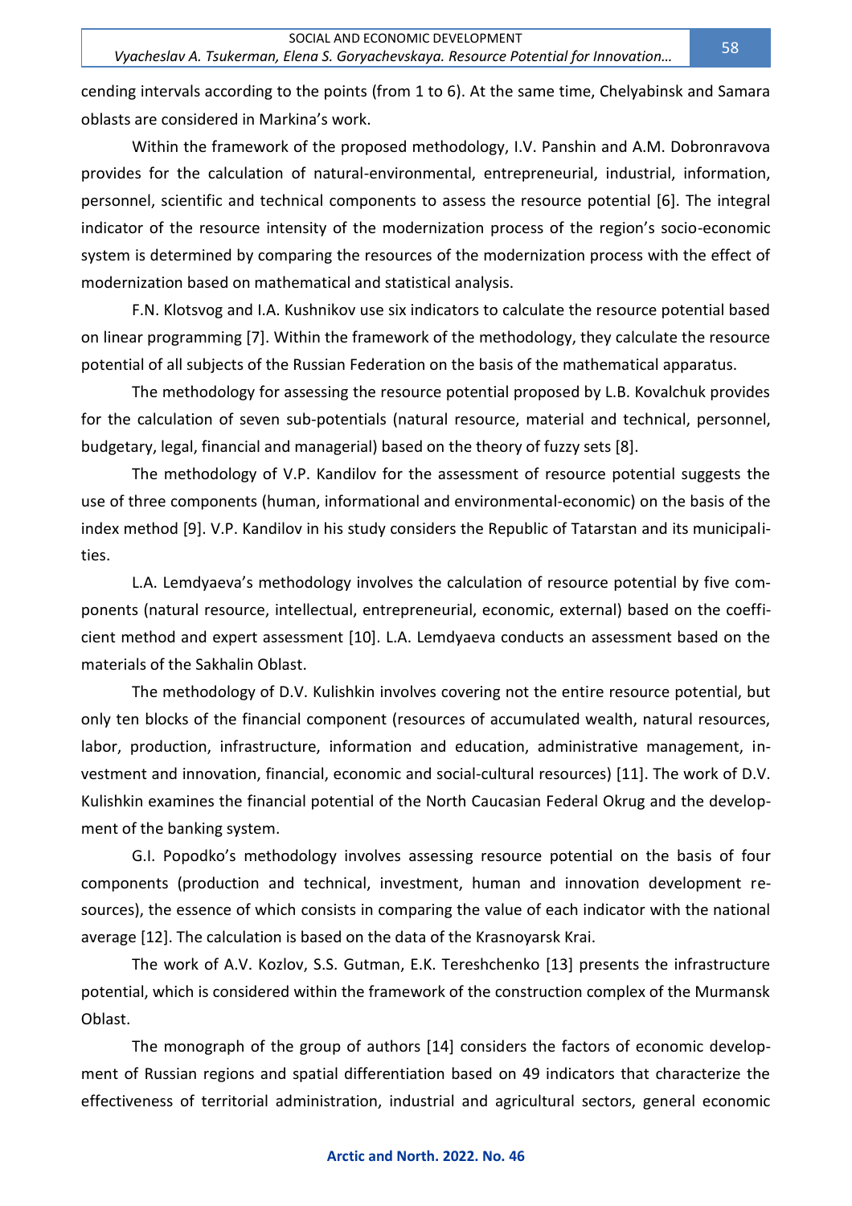cending intervals according to the points (from 1 to 6). At the same time, Chelyabinsk and Samara oblasts are considered in Markina's work.

Within the framework of the proposed methodology, I.V. Panshin and A.M. Dobronravova provides for the calculation of natural-environmental, entrepreneurial, industrial, information, personnel, scientific and technical components to assess the resource potential [6]. The integral indicator of the resource intensity of the modernization process of the region's socio-economic system is determined by comparing the resources of the modernization process with the effect of modernization based on mathematical and statistical analysis.

F.N. Klotsvog and I.A. Kushnikov use six indicators to calculate the resource potential based on linear programming [7]. Within the framework of the methodology, they calculate the resource potential of all subjects of the Russian Federation on the basis of the mathematical apparatus.

The methodology for assessing the resource potential proposed by L.B. Kovalchuk provides for the calculation of seven sub-potentials (natural resource, material and technical, personnel, budgetary, legal, financial and managerial) based on the theory of fuzzy sets [8].

The methodology of V.P. Kandilov for the assessment of resource potential suggests the use of three components (human, informational and environmental-economic) on the basis of the index method [9]. V.P. Kandilov in his study considers the Republic of Tatarstan and its municipalities.

L.A. Lemdyaeva's methodology involves the calculation of resource potential by five components (natural resource, intellectual, entrepreneurial, economic, external) based on the coefficient method and expert assessment [10]. L.A. Lemdyaeva conducts an assessment based on the materials of the Sakhalin Oblast.

The methodology of D.V. Kulishkin involves covering not the entire resource potential, but only ten blocks of the financial component (resources of accumulated wealth, natural resources, labor, production, infrastructure, information and education, administrative management, investment and innovation, financial, economic and social-cultural resources) [11]. The work of D.V. Kulishkin examines the financial potential of the North Caucasian Federal Okrug and the development of the banking system.

G.I. Popodko's methodology involves assessing resource potential on the basis of four components (production and technical, investment, human and innovation development resources), the essence of which consists in comparing the value of each indicator with the national average [12]. The calculation is based on the data of the Krasnoyarsk Krai.

The work of A.V. Kozlov, S.S. Gutman, E.K. Tereshchenko [13] presents the infrastructure potential, which is considered within the framework of the construction complex of the Murmansk Oblast.

The monograph of the group of authors [14] considers the factors of economic development of Russian regions and spatial differentiation based on 49 indicators that characterize the effectiveness of territorial administration, industrial and agricultural sectors, general economic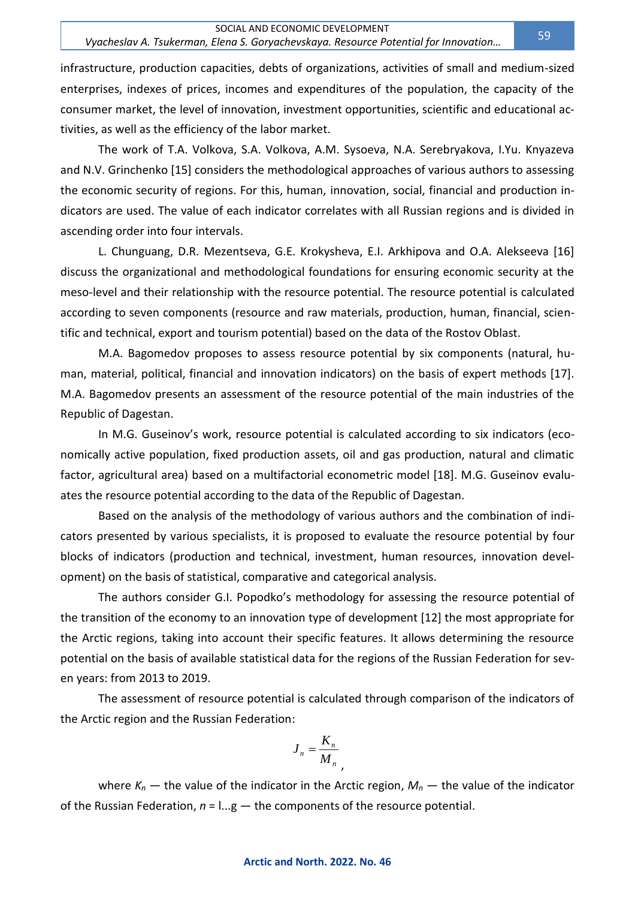infrastructure, production capacities, debts of organizations, activities of small and medium-sized enterprises, indexes of prices, incomes and expenditures of the population, the capacity of the consumer market, the level of innovation, investment opportunities, scientific and educational activities, as well as the efficiency of the labor market.

The work of T.A. Volkova, S.A. Volkova, A.M. Sysoeva, N.A. Serebryakova, I.Yu. Knyazeva and N.V. Grinchenko [15] considers the methodological approaches of various authors to assessing the economic security of regions. For this, human, innovation, social, financial and production indicators are used. The value of each indicator correlates with all Russian regions and is divided in ascending order into four intervals.

L. Chunguang, D.R. Mezentseva, G.E. Krokysheva, E.I. Arkhipova and O.A. Alekseeva [16] discuss the organizational and methodological foundations for ensuring economic security at the meso-level and their relationship with the resource potential. The resource potential is calculated according to seven components (resource and raw materials, production, human, financial, scientific and technical, export and tourism potential) based on the data of the Rostov Oblast.

M.A. Bagomedov proposes to assess resource potential by six components (natural, human, material, political, financial and innovation indicators) on the basis of expert methods [17]. M.A. Bagomedov presents an assessment of the resource potential of the main industries of the Republic of Dagestan.

In M.G. Guseinov's work, resource potential is calculated according to six indicators (economically active population, fixed production assets, oil and gas production, natural and climatic factor, agricultural area) based on a multifactorial econometric model [18]. M.G. Guseinov evaluates the resource potential according to the data of the Republic of Dagestan.

Based on the analysis of the methodology of various authors and the combination of indicators presented by various specialists, it is proposed to evaluate the resource potential by four blocks of indicators (production and technical, investment, human resources, innovation development) on the basis of statistical, comparative and categorical analysis.

The authors consider G.I. Popodko's methodology for assessing the resource potential of the transition of the economy to an innovation type of development [12] the most appropriate for the Arctic regions, taking into account their specific features. It allows determining the resource potential on the basis of available statistical data for the regions of the Russian Federation for seven years: from 2013 to 2019.

The assessment of resource potential is calculated through comparison of the indicators of the Arctic region and the Russian Federation:

$$J_n = \frac{K_n}{M_n},$$

where $K_n$ — the value of the indicator in the Arctic region, $M_n$ — the value of the indicator of the Russian Federation, $n$ = l...g — the components of the resource potential.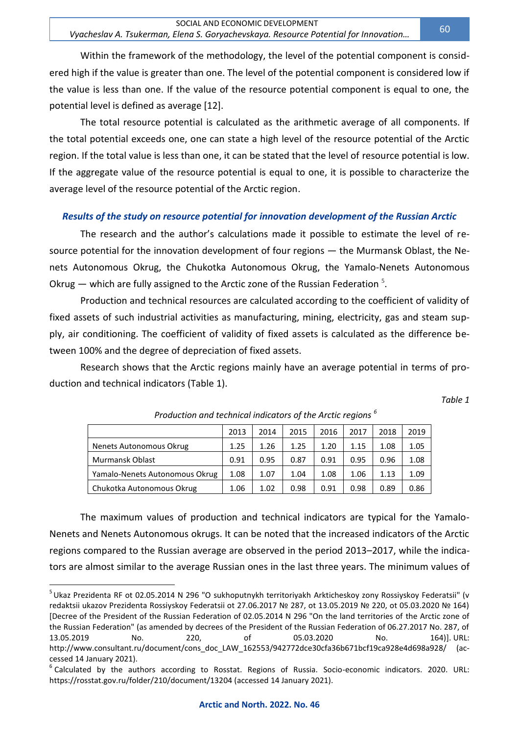Within the framework of the methodology, the level of the potential component is considered high if the value is greater than one. The level of the potential component is considered low if the value is less than one. If the value of the resource potential component is equal to one, the potential level is defined as average [12].

The total resource potential is calculated as the arithmetic average of all components. If the total potential exceeds one, one can state a high level of the resource potential of the Arctic region. If the total value is less than one, it can be stated that the level of resource potential is low. If the aggregate value of the resource potential is equal to one, it is possible to characterize the average level of the resource potential of the Arctic region.

### *Results of the study on resource potential for innovation development of the Russian Arctic*

The research and the author's calculations made it possible to estimate the level of resource potential for the innovation development of four regions — the Murmansk Oblast, the Nenets Autonomous Okrug, the Chukotka Autonomous Okrug, the Yamalo-Nenets Autonomous Okrug — which are fully assigned to the Arctic zone of the Russian Federation [5].

Production and technical resources are calculated according to the coefficient of validity of fixed assets of such industrial activities as manufacturing, mining, electricity, gas and steam supply, air conditioning. The coefficient of validity of fixed assets is calculated as the difference between 100% and the degree of depreciation of fixed assets.

Research shows that the Arctic regions mainly have an average potential in terms of production and technical indicators (Table 1).

*Table 1*

*Production and technical indicators of the Arctic regions [6]*

| | 2013 | 2014 | 2015 | 2016 | 2017 | 2018 | 2019 |
|---|---|---|---|---|---|---|---|
| Nenets Autonomous Okrug | 1.25 | 1.26 | 1.25 | 1.20 | 1.15 | 1.08 | 1.05 |
| Murmansk Oblast | 0.91 | 0.95 | 0.87 | 0.91 | 0.95 | 0.96 | 1.08 |
| Yamalo-Nenets Autonomous Okrug | 1.08 | 1.07 | 1.04 | 1.08 | 1.06 | 1.13 | 1.09 |
| Chukotka Autonomous Okrug | 1.06 | 1.02 | 0.98 | 0.91 | 0.98 | 0.89 | 0.86 |

The maximum values of production and technical indicators are typical for the Yamalo-Nenets and Nenets Autonomous okrugs. It can be noted that the increased indicators of the Arctic regions compared to the Russian average are observed in the period 2013–2017, while the indicators are almost similar to the average Russian ones in the last three years. The minimum values of

---

[5] Ukaz Prezidenta RF ot 02.05.2014 N 296 "O sukhoputnykh territoriyakh Arkticheskoy zony Rossiyskoy Federatsii" (v redaktsii ukazov Prezidenta Rossiyskoy Federatsii ot 27.06.2017 № 287, ot 13.05.2019 № 220, ot 05.03.2020 № 164) [Decree of the President of the Russian Federation of 02.05.2014 N 296 "On the land territories of the Arctic zone of the Russian Federation" (as amended by decrees of the President of the Russian Federation of 06.27.2017 No. 287, of 13.05.2019 No. 220, of 05.03.2020 No. 164)]. URL: http://www.consultant.ru/document/cons_doc_LAW_162553/942772dce30cfa36b671bcf19ca928e4d698a928/ (accessed 14 January 2021).

[6] Calculated by the authors according to Rosstat. Regions of Russia. Socio-economic indicators. 2020. URL: https://rosstat.gov.ru/folder/210/document/13204 (accessed 14 January 2021).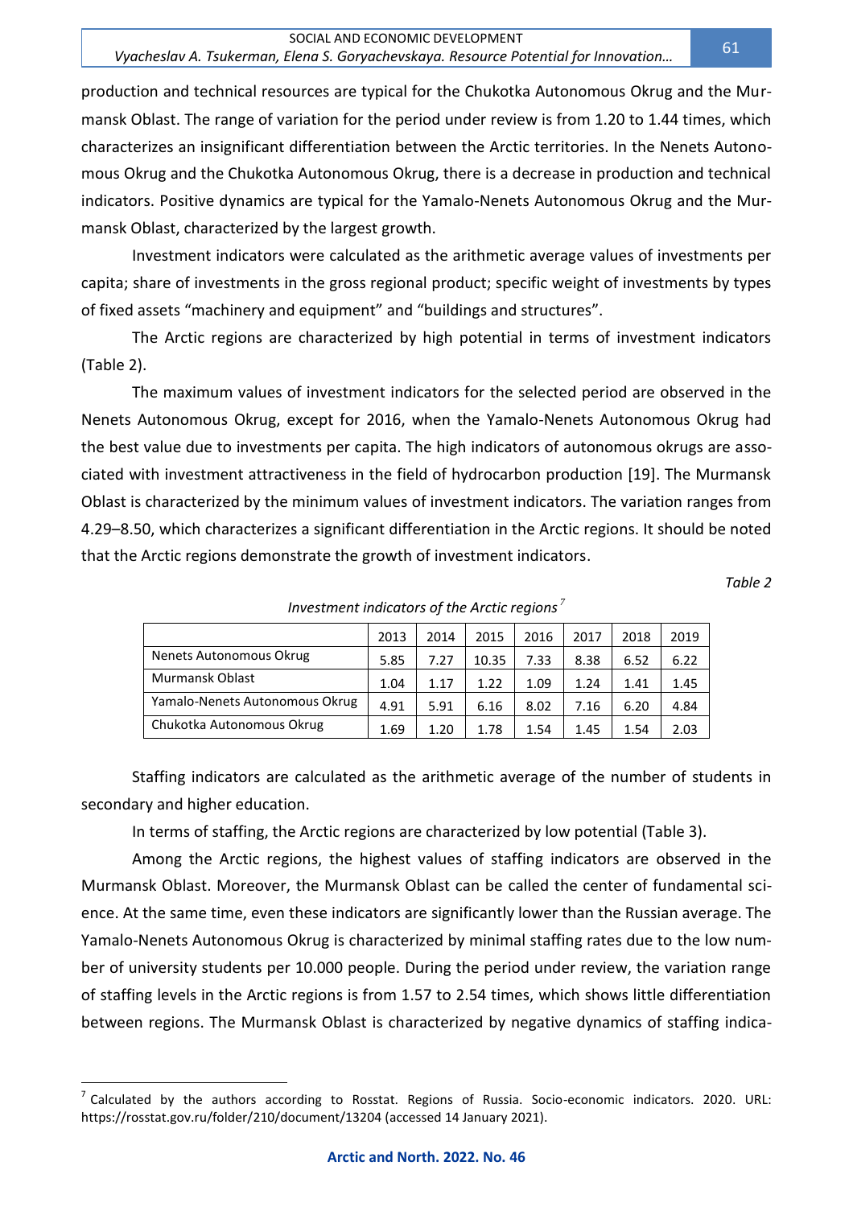production and technical resources are typical for the Chukotka Autonomous Okrug and the Murmansk Oblast. The range of variation for the period under review is from 1.20 to 1.44 times, which characterizes an insignificant differentiation between the Arctic territories. In the Nenets Autonomous Okrug and the Chukotka Autonomous Okrug, there is a decrease in production and technical indicators. Positive dynamics are typical for the Yamalo-Nenets Autonomous Okrug and the Murmansk Oblast, characterized by the largest growth.

Investment indicators were calculated as the arithmetic average values of investments per capita; share of investments in the gross regional product; specific weight of investments by types of fixed assets "machinery and equipment" and "buildings and structures".

The Arctic regions are characterized by high potential in terms of investment indicators (Table 2).

The maximum values of investment indicators for the selected period are observed in the Nenets Autonomous Okrug, except for 2016, when the Yamalo-Nenets Autonomous Okrug had the best value due to investments per capita. The high indicators of autonomous okrugs are associated with investment attractiveness in the field of hydrocarbon production [19]. The Murmansk Oblast is characterized by the minimum values of investment indicators. The variation ranges from 4.29–8.50, which characterizes a significant differentiation in the Arctic regions. It should be noted that the Arctic regions demonstrate the growth of investment indicators.

*Table 2*

*Investment indicators of the Arctic regions* [7]

| | 2013 | 2014 | 2015 | 2016 | 2017 | 2018 | 2019 |
|---|---|---|---|---|---|---|---|
| Nenets Autonomous Okrug | 5.85 | 7.27 | 10.35 | 7.33 | 8.38 | 6.52 | 6.22 |
| Murmansk Oblast | 1.04 | 1.17 | 1.22 | 1.09 | 1.24 | 1.41 | 1.45 |
| Yamalo-Nenets Autonomous Okrug | 4.91 | 5.91 | 6.16 | 8.02 | 7.16 | 6.20 | 4.84 |
| Chukotka Autonomous Okrug | 1.69 | 1.20 | 1.78 | 1.54 | 1.45 | 1.54 | 2.03 |

Staffing indicators are calculated as the arithmetic average of the number of students in secondary and higher education.

In terms of staffing, the Arctic regions are characterized by low potential (Table 3).

Among the Arctic regions, the highest values of staffing indicators are observed in the Murmansk Oblast. Moreover, the Murmansk Oblast can be called the center of fundamental science. At the same time, even these indicators are significantly lower than the Russian average. The Yamalo-Nenets Autonomous Okrug is characterized by minimal staffing rates due to the low number of university students per 10.000 people. During the period under review, the variation range of staffing levels in the Arctic regions is from 1.57 to 2.54 times, which shows little differentiation between regions. The Murmansk Oblast is characterized by negative dynamics of staffing indica-

[7] Calculated by the authors according to Rosstat. Regions of Russia. Socio-economic indicators. 2020. URL: https://rosstat.gov.ru/folder/210/document/13204 (accessed 14 January 2021).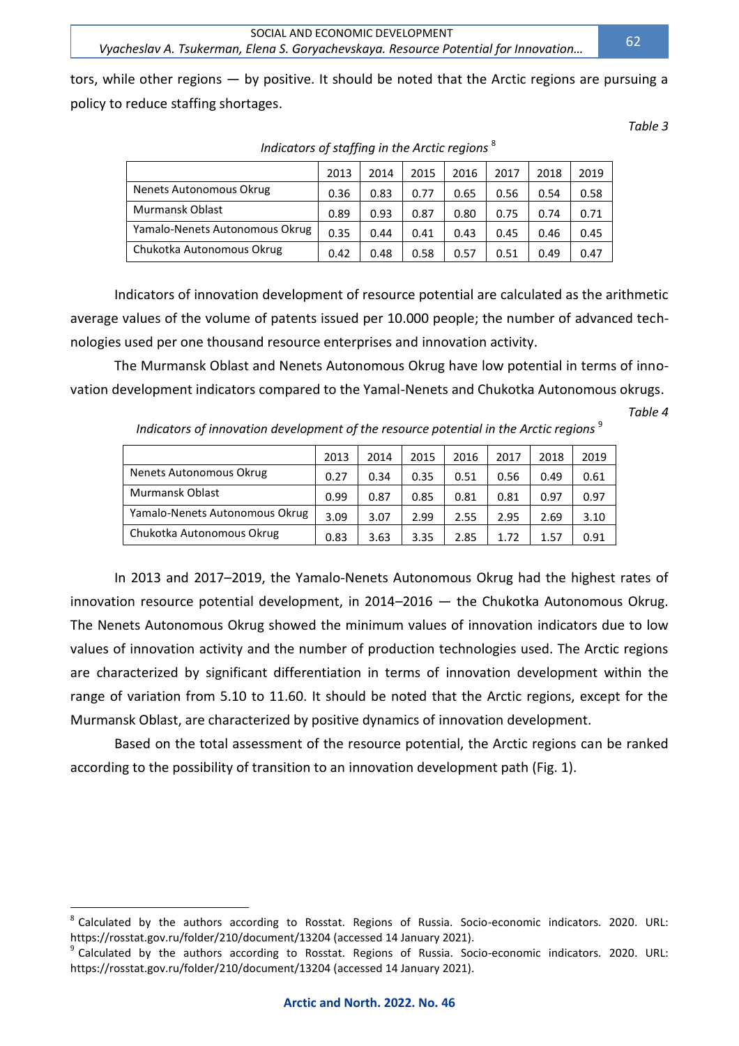tors, while other regions — by positive. It should be noted that the Arctic regions are pursuing a policy to reduce staffing shortages.

*Table 3*

*Indicators of staffing in the Arctic regions* [8]

| | 2013 | 2014 | 2015 | 2016 | 2017 | 2018 | 2019 |
|---|---|---|---|---|---|---|---|
| Nenets Autonomous Okrug | 0.36 | 0.83 | 0.77 | 0.65 | 0.56 | 0.54 | 0.58 |
| Murmansk Oblast | 0.89 | 0.93 | 0.87 | 0.80 | 0.75 | 0.74 | 0.71 |
| Yamalo-Nenets Autonomous Okrug | 0.35 | 0.44 | 0.41 | 0.43 | 0.45 | 0.46 | 0.45 |
| Chukotka Autonomous Okrug | 0.42 | 0.48 | 0.58 | 0.57 | 0.51 | 0.49 | 0.47 |

Indicators of innovation development of resource potential are calculated as the arithmetic average values of the volume of patents issued per 10.000 people; the number of advanced technologies used per one thousand resource enterprises and innovation activity.

The Murmansk Oblast and Nenets Autonomous Okrug have low potential in terms of innovation development indicators compared to the Yamal-Nenets and Chukotka Autonomous okrugs.

*Table 4*

*Indicators of innovation development of the resource potential in the Arctic regions* [9]

| | 2013 | 2014 | 2015 | 2016 | 2017 | 2018 | 2019 |
|---|---|---|---|---|---|---|---|
| Nenets Autonomous Okrug | 0.27 | 0.34 | 0.35 | 0.51 | 0.56 | 0.49 | 0.61 |
| Murmansk Oblast | 0.99 | 0.87 | 0.85 | 0.81 | 0.81 | 0.97 | 0.97 |
| Yamalo-Nenets Autonomous Okrug | 3.09 | 3.07 | 2.99 | 2.55 | 2.95 | 2.69 | 3.10 |
| Chukotka Autonomous Okrug | 0.83 | 3.63 | 3.35 | 2.85 | 1.72 | 1.57 | 0.91 |

In 2013 and 2017–2019, the Yamalo-Nenets Autonomous Okrug had the highest rates of innovation resource potential development, in 2014–2016 — the Chukotka Autonomous Okrug. The Nenets Autonomous Okrug showed the minimum values of innovation indicators due to low values of innovation activity and the number of production technologies used. The Arctic regions are characterized by significant differentiation in terms of innovation development within the range of variation from 5.10 to 11.60. It should be noted that the Arctic regions, except for the Murmansk Oblast, are characterized by positive dynamics of innovation development.

Based on the total assessment of the resource potential, the Arctic regions can be ranked according to the possibility of transition to an innovation development path (Fig. 1).

---

[8] Calculated by the authors according to Rosstat. Regions of Russia. Socio-economic indicators. 2020. URL: https://rosstat.gov.ru/folder/210/document/13204 (accessed 14 January 2021).

[9] Calculated by the authors according to Rosstat. Regions of Russia. Socio-economic indicators. 2020. URL: https://rosstat.gov.ru/folder/210/document/13204 (accessed 14 January 2021).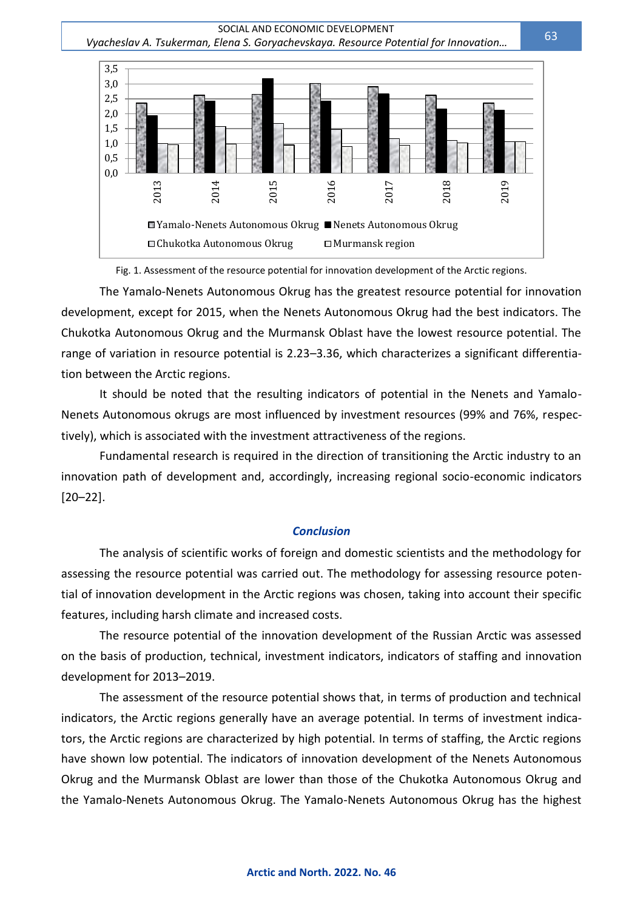Fig. 1. Assessment of the resource potential for innovation development of the Arctic regions.

The Yamalo-Nenets Autonomous Okrug has the greatest resource potential for innovation development, except for 2015, when the Nenets Autonomous Okrug had the best indicators. The Chukotka Autonomous Okrug and the Murmansk Oblast have the lowest resource potential. The range of variation in resource potential is 2.23–3.36, which characterizes a significant differentiation between the Arctic regions.

It should be noted that the resulting indicators of potential in the Nenets and Yamalo-Nenets Autonomous okrugs are most influenced by investment resources (99% and 76%, respectively), which is associated with the investment attractiveness of the regions.

Fundamental research is required in the direction of transitioning the Arctic industry to an innovation path of development and, accordingly, increasing regional socio-economic indicators [20–22].

## Conclusion

The analysis of scientific works of foreign and domestic scientists and the methodology for assessing the resource potential was carried out. The methodology for assessing resource potential of innovation development in the Arctic regions was chosen, taking into account their specific features, including harsh climate and increased costs.

The resource potential of the innovation development of the Russian Arctic was assessed on the basis of production, technical, investment indicators, indicators of staffing and innovation development for 2013–2019.

The assessment of the resource potential shows that, in terms of production and technical indicators, the Arctic regions generally have an average potential. In terms of investment indicators, the Arctic regions are characterized by high potential. In terms of staffing, the Arctic regions have shown low potential. The indicators of innovation development of the Nenets Autonomous Okrug and the Murmansk Oblast are lower than those of the Chukotka Autonomous Okrug and the Yamalo-Nenets Autonomous Okrug. The Yamalo-Nenets Autonomous Okrug has the highest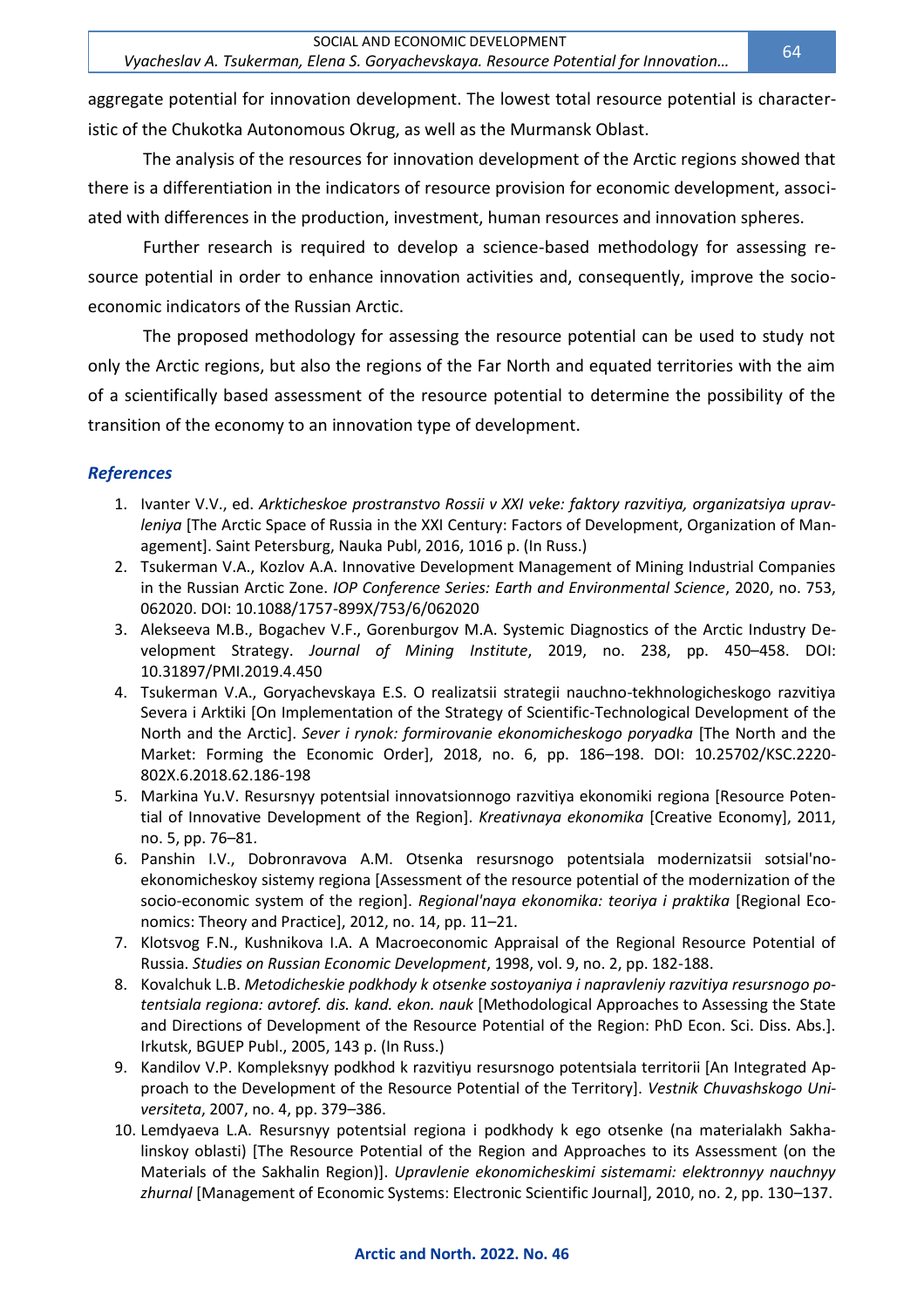aggregate potential for innovation development. The lowest total resource potential is characteristic of the Chukotka Autonomous Okrug, as well as the Murmansk Oblast.

The analysis of the resources for innovation development of the Arctic regions showed that there is a differentiation in the indicators of resource provision for economic development, associated with differences in the production, investment, human resources and innovation spheres.

Further research is required to develop a science-based methodology for assessing resource potential in order to enhance innovation activities and, consequently, improve the socio-economic indicators of the Russian Arctic.

The proposed methodology for assessing the resource potential can be used to study not only the Arctic regions, but also the regions of the Far North and equated territories with the aim of a scientifically based assessment of the resource potential to determine the possibility of the transition of the economy to an innovation type of development.

## *References*

1. Ivanter V.V., ed. *Arkticheskoe prostranstvo Rossii v XXI veke: faktory razvitiya, organizatsiya upravleniya* [The Arctic Space of Russia in the XXI Century: Factors of Development, Organization of Management]. Saint Petersburg, Nauka Publ, 2016, 1016 p. (In Russ.)
2. Tsukerman V.A., Kozlov A.A. Innovative Development Management of Mining Industrial Companies in the Russian Arctic Zone. *IOP Conference Series: Earth and Environmental Science*, 2020, no. 753, 062020. DOI: 10.1088/1757-899X/753/6/062020
3. Alekseeva M.B., Bogachev V.F., Gorenburgov M.A. Systemic Diagnostics of the Arctic Industry Development Strategy. *Journal of Mining Institute*, 2019, no. 238, pp. 450–458. DOI: 10.31897/PMI.2019.4.450
4. Tsukerman V.A., Goryachevskaya E.S. O realizatsii strategii nauchno-tekhnologicheskogo razvitiya Severa i Arktiki [On Implementation of the Strategy of Scientific-Technological Development of the North and the Arctic]. *Sever i rynok: formirovanie ekonomicheskogo poryadka* [The North and the Market: Forming the Economic Order], 2018, no. 6, pp. 186–198. DOI: 10.25702/KSC.2220-802X.6.2018.62.186-198
5. Markina Yu.V. Resursnyy potentsial innovatsionnogo razvitiya ekonomiki regiona [Resource Potential of Innovative Development of the Region]. *Kreativnaya ekonomika* [Creative Economy], 2011, no. 5, pp. 76–81.
6. Panshin I.V., Dobronravova A.M. Otsenka resursnogo potentsiala modernizatsii sotsial'no-ekonomicheskoy sistemy regiona [Assessment of the resource potential of the modernization of the socio-economic system of the region]. *Regional'naya ekonomika: teoriya i praktika* [Regional Economics: Theory and Practice], 2012, no. 14, pp. 11–21.
7. Klotsvog F.N., Kushnikova I.A. A Macroeconomic Appraisal of the Regional Resource Potential of Russia. *Studies on Russian Economic Development*, 1998, vol. 9, no. 2, pp. 182-188.
8. Kovalchuk L.B. *Metodicheskie podkhody k otsenke sostoyaniya i napravleniy razvitiya resursnogo potentsiala regiona: avtoref. dis. kand. ekon. nauk* [Methodological Approaches to Assessing the State and Directions of Development of the Resource Potential of the Region: PhD Econ. Sci. Diss. Abs.]. Irkutsk, BGUEP Publ., 2005, 143 p. (In Russ.)
9. Kandilov V.P. Kompleksnyy podkhod k razvitiyu resursnogo potentsiala territorii [An Integrated Approach to the Development of the Resource Potential of the Territory]. *Vestnik Chuvashskogo Universiteta*, 2007, no. 4, pp. 379–386.
10. Lemdyaeva L.A. Resursnyy potentsial regiona i podkhody k ego otsenke (na materialakh Sakhalinskoy oblasti) [The Resource Potential of the Region and Approaches to its Assessment (on the Materials of the Sakhalin Region)]. *Upravlenie ekonomicheskimi sistemami: elektronnyy nauchnyy zhurnal* [Management of Economic Systems: Electronic Scientific Journal], 2010, no. 2, pp. 130–137.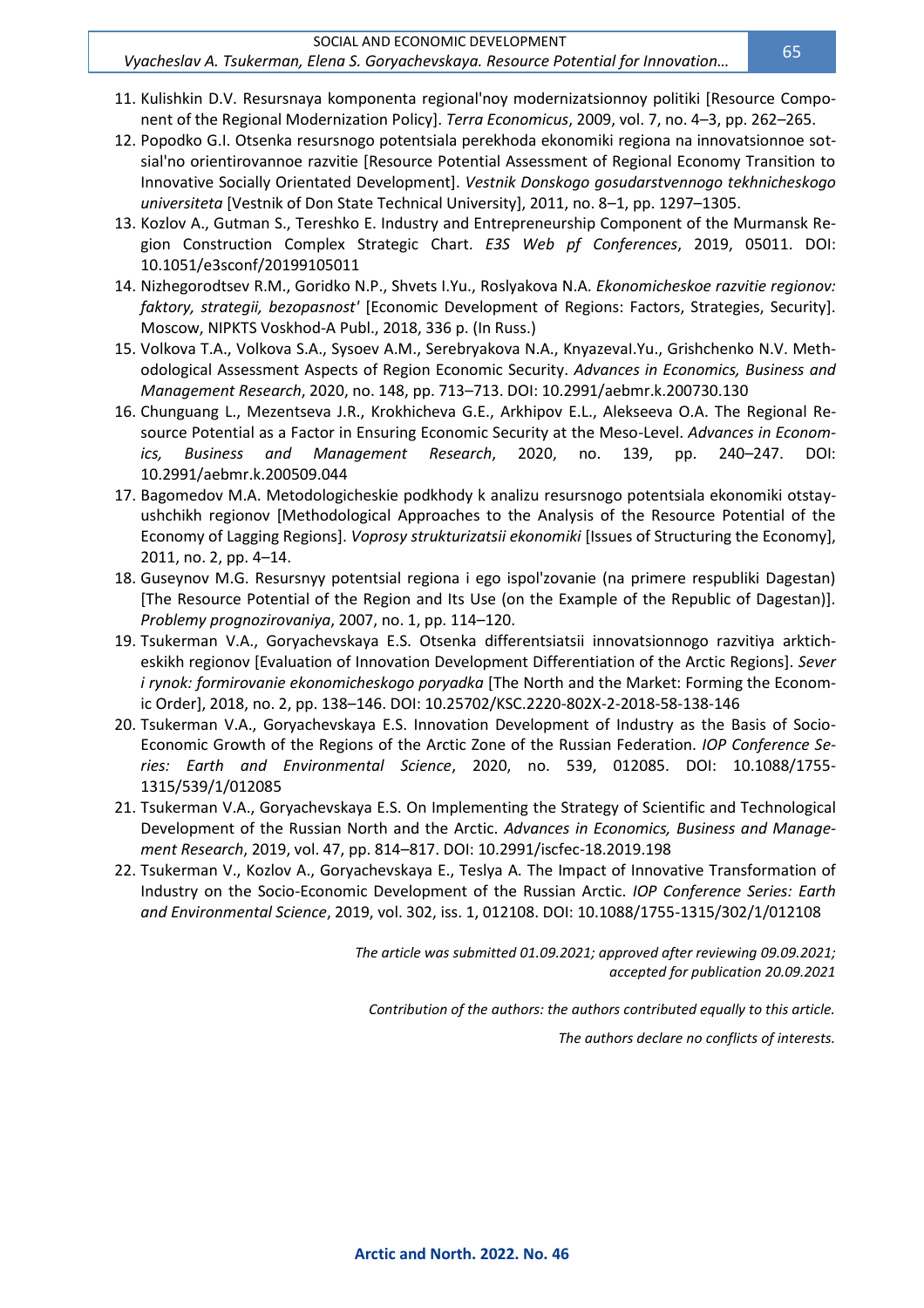11. Kulishkin D.V. Resursnaya komponenta regional'noy modernizatsionnoy politiki [Resource Component of the Regional Modernization Policy]. *Terra Economicus*, 2009, vol. 7, no. 4–3, pp. 262–265.
12. Popodko G.I. Otsenka resursnogo potentsiala perekhoda ekonomiki regiona na innovatsionnoe sotsial'no orientirovannoe razvitie [Resource Potential Assessment of Regional Economy Transition to Innovative Socially Orientated Development]. *Vestnik Donskogo gosudarstvennogo tekhnicheskogo universiteta* [Vestnik of Don State Technical University], 2011, no. 8–1, pp. 1297–1305.
13. Kozlov A., Gutman S., Tereshko E. Industry and Entrepreneurship Component of the Murmansk Region Construction Complex Strategic Chart. *E3S Web pf Conferences*, 2019, 05011. DOI: 10.1051/e3sconf/20199105011
14. Nizhegorodtsev R.M., Goridko N.P., Shvets I.Yu., Roslyakova N.A. *Ekonomicheskoe razvitie regionov: faktory, strategii, bezopasnost'* [Economic Development of Regions: Factors, Strategies, Security]. Moscow, NIPKTS Voskhod-A Publ., 2018, 336 p. (In Russ.)
15. Volkova T.A., Volkova S.A., Sysoev A.M., Serebryakova N.A., KnyazevaI.Yu., Grishchenko N.V. Methodological Assessment Aspects of Region Economic Security. *Advances in Economics, Business and Management Research*, 2020, no. 148, pp. 713–713. DOI: 10.2991/aebmr.k.200730.130
16. Chunguang L., Mezentseva J.R., Krokhicheva G.E., Arkhipov E.L., Alekseeva O.A. The Regional Resource Potential as a Factor in Ensuring Economic Security at the Meso-Level. *Advances in Economics, Business and Management Research*, 2020, no. 139, pp. 240–247. DOI: 10.2991/aebmr.k.200509.044
17. Bagomedov M.A. Metodologicheskie podkhody k analizu resursnogo potentsiala ekonomiki otstayushchikh regionov [Methodological Approaches to the Analysis of the Resource Potential of the Economy of Lagging Regions]. *Voprosy strukturizatsii ekonomiki* [Issues of Structuring the Economy], 2011, no. 2, pp. 4–14.
18. Guseynov M.G. Resursnyy potentsial regiona i ego ispol'zovanie (na primere respubliki Dagestan) [The Resource Potential of the Region and Its Use (on the Example of the Republic of Dagestan)]. *Problemy prognozirovaniya*, 2007, no. 1, pp. 114–120.
19. Tsukerman V.A., Goryachevskaya E.S. Otsenka differentsiatsii innovatsionnogo razvitiya arkticheskikh regionov [Evaluation of Innovation Development Differentiation of the Arctic Regions]. *Sever i rynok: formirovanie ekonomicheskogo poryadka* [The North and the Market: Forming the Economic Order], 2018, no. 2, pp. 138–146. DOI: 10.25702/KSC.2220-802X-2-2018-58-138-146
20. Tsukerman V.A., Goryachevskaya E.S. Innovation Development of Industry as the Basis of Socio-Economic Growth of the Regions of the Arctic Zone of the Russian Federation. *IOP Conference Series: Earth and Environmental Science*, 2020, no. 539, 012085. DOI: 10.1088/1755-1315/539/1/012085
21. Tsukerman V.A., Goryachevskaya E.S. On Implementing the Strategy of Scientific and Technological Development of the Russian North and the Arctic. *Advances in Economics, Business and Management Research*, 2019, vol. 47, pp. 814–817. DOI: 10.2991/iscfec-18.2019.198
22. Tsukerman V., Kozlov A., Goryachevskaya E., Teslya A. The Impact of Innovative Transformation of Industry on the Socio-Economic Development of the Russian Arctic. *IOP Conference Series: Earth and Environmental Science*, 2019, vol. 302, iss. 1, 012108. DOI: 10.1088/1755-1315/302/1/012108

*The article was submitted 01.09.2021; approved after reviewing 09.09.2021; accepted for publication 20.09.2021*

*Contribution of the authors: the authors contributed equally to this article.*

*The authors declare no conflicts of interests.*